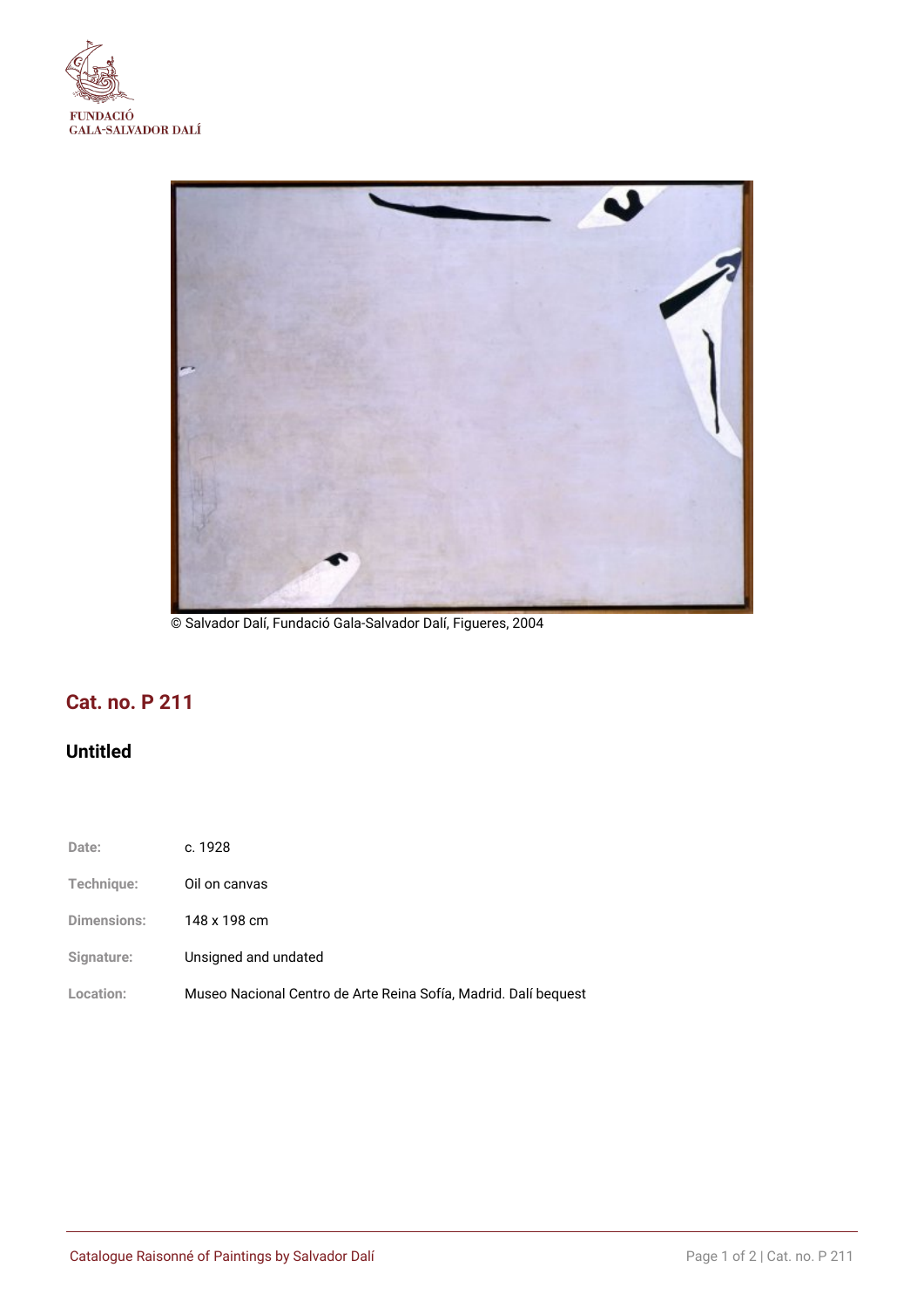FUNDACIÓ
GALA-SALVADOR DALÍ

© Salvador Dalí, Fundació Gala-Salvador Dalí, Figueres, 2004

## Cat. no. P 211

### Untitled

| | |
|---|---|
| Date: | c. 1928 |
| Technique: | Oil on canvas |
| Dimensions: | 148 x 198 cm |
| Signature: | Unsigned and undated |
| Location: | Museo Nacional Centro de Arte Reina Sofía, Madrid. Dalí bequest |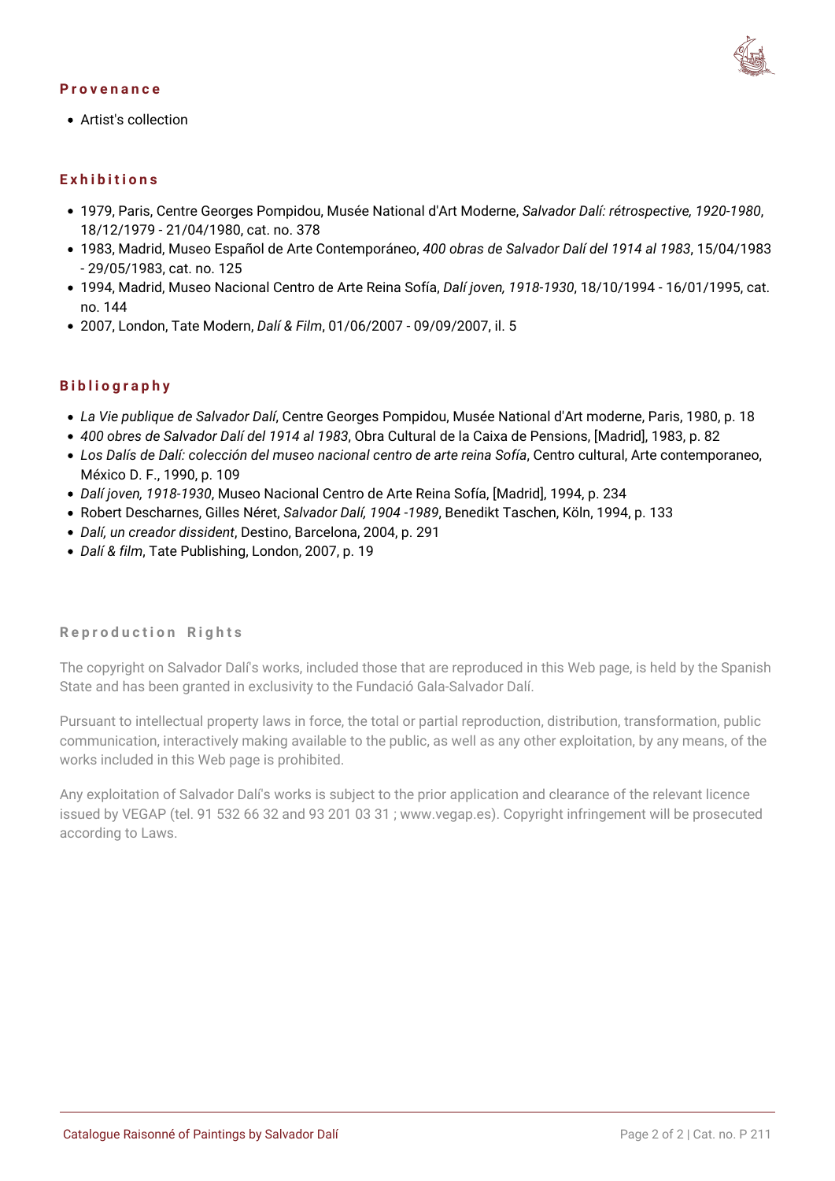## Provenance

- Artist's collection

## Exhibitions

- 1979, Paris, Centre Georges Pompidou, Musée National d'Art Moderne, *Salvador Dalí: rétrospective, 1920-1980*, 18/12/1979 - 21/04/1980, cat. no. 378
- 1983, Madrid, Museo Español de Arte Contemporáneo, *400 obras de Salvador Dalí del 1914 al 1983*, 15/04/1983 - 29/05/1983, cat. no. 125
- 1994, Madrid, Museo Nacional Centro de Arte Reina Sofía, *Dalí joven, 1918-1930*, 18/10/1994 - 16/01/1995, cat. no. 144
- 2007, London, Tate Modern, *Dalí & Film*, 01/06/2007 - 09/09/2007, il. 5

## Bibliography

- *La Vie publique de Salvador Dalí*, Centre Georges Pompidou, Musée National d'Art moderne, Paris, 1980, p. 18
- *400 obres de Salvador Dalí del 1914 al 1983*, Obra Cultural de la Caixa de Pensions, [Madrid], 1983, p. 82
- *Los Dalís de Dalí: colección del museo nacional centro de arte reina Sofía*, Centro cultural, Arte contemporaneo, México D. F., 1990, p. 109
- *Dalí joven, 1918-1930*, Museo Nacional Centro de Arte Reina Sofía, [Madrid], 1994, p. 234
- Robert Descharnes, Gilles Néret, *Salvador Dalí, 1904 -1989*, Benedikt Taschen, Köln, 1994, p. 133
- *Dalí, un creador dissident*, Destino, Barcelona, 2004, p. 291
- *Dalí & film*, Tate Publishing, London, 2007, p. 19

## Reproduction Rights

The copyright on Salvador Dalí's works, included those that are reproduced in this Web page, is held by the Spanish State and has been granted in exclusivity to the Fundació Gala-Salvador Dalí.

Pursuant to intellectual property laws in force, the total or partial reproduction, distribution, transformation, public communication, interactively making available to the public, as well as any other exploitation, by any means, of the works included in this Web page is prohibited.

Any exploitation of Salvador Dalí's works is subject to the prior application and clearance of the relevant licence issued by VEGAP (tel. 91 532 66 32 and 93 201 03 31 ; www.vegap.es). Copyright infringement will be prosecuted according to Laws.